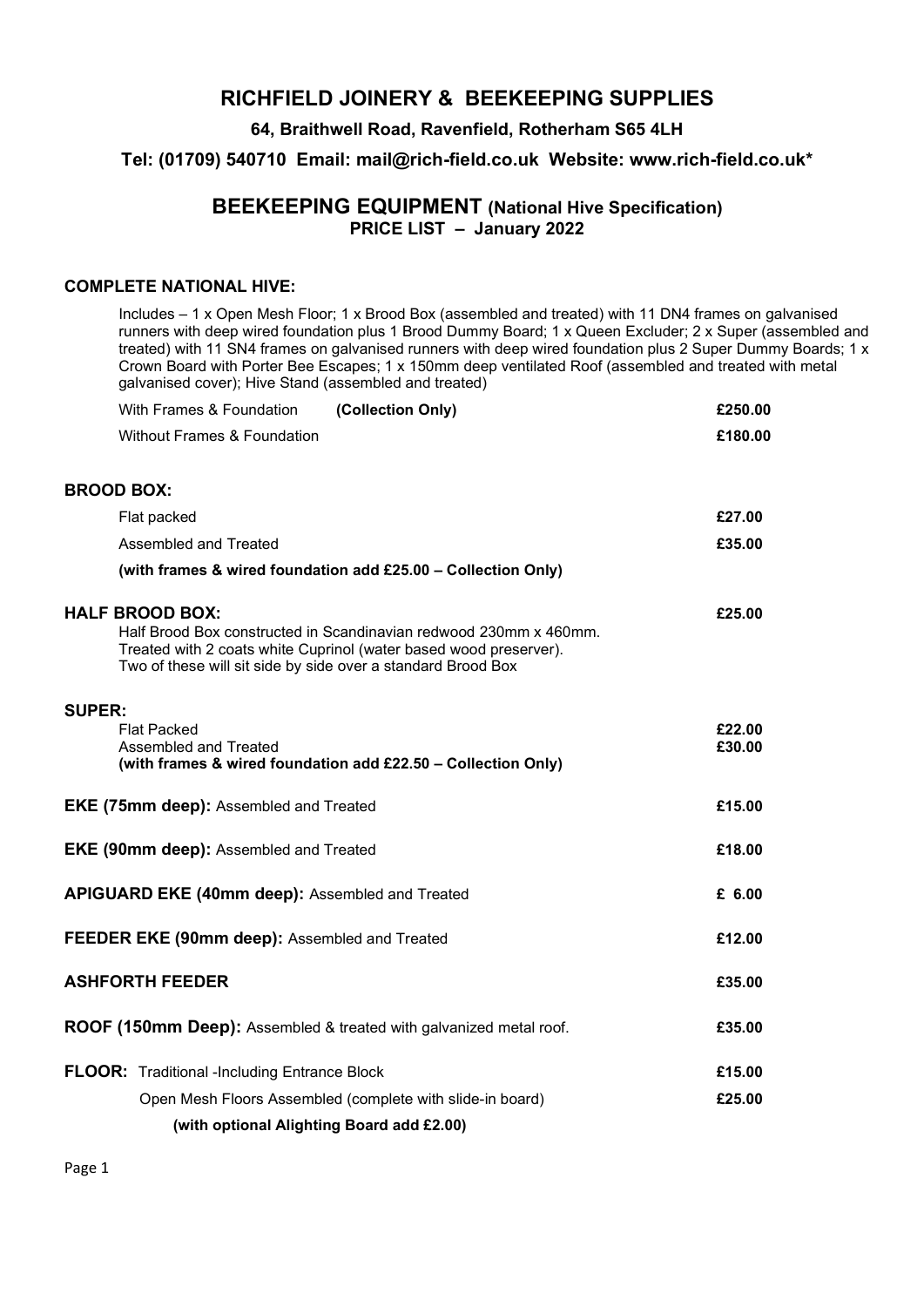# RICHFIELD JOINERY & BEEKEEPING SUPPLIES

**64, Braithwell Road, Ravenfield, Rotherham S65 4LH**

**Tel: (01709) 540710 Email: mail@rich-field.co.uk Website: www.rich-field.co.uk***

## BEEKEEPING EQUIPMENT (National Hive Specification)

**PRICE LIST – January 2022**

### COMPLETE NATIONAL HIVE:

Includes – 1 x Open Mesh Floor; 1 x Brood Box (assembled and treated) with 11 DN4 frames on galvanised runners with deep wired foundation plus 1 Brood Dummy Board; 1 x Queen Excluder; 2 x Super (assembled and treated) with 11 SN4 frames on galvanised runners with deep wired foundation plus 2 Super Dummy Boards; 1 x Crown Board with Porter Bee Escapes; 1 x 150mm deep ventilated Roof (assembled and treated with metal galvanised cover); Hive Stand (assembled and treated)

| | |
|---|---|
| With Frames & Foundation **(Collection Only)** | **£250.00** |
| Without Frames & Foundation | **£180.00** |

### BROOD BOX:

| | |
|---|---|
| Flat packed | **£27.00** |
| Assembled and Treated | **£35.00** |

**(with frames & wired foundation add £25.00 – Collection Only)**

### HALF BROOD BOX: **£25.00**

Half Brood Box constructed in Scandinavian redwood 230mm x 460mm.
Treated with 2 coats white Cuprinol (water based wood preserver).
Two of these will sit side by side over a standard Brood Box

### SUPER:

| | |
|---|---|
| Flat Packed | **£22.00** |
| Assembled and Treated | **£30.00** |

**(with frames & wired foundation add £22.50 – Collection Only)**

| | |
|---|---|
| **EKE (75mm deep):** Assembled and Treated | **£15.00** |
| **EKE (90mm deep):** Assembled and Treated | **£18.00** |
| **APIGUARD EKE (40mm deep):** Assembled and Treated | **£ 6.00** |
| **FEEDER EKE (90mm deep):** Assembled and Treated | **£12.00** |
| **ASHFORTH FEEDER** | **£35.00** |
| **ROOF (150mm Deep):** Assembled & treated with galvanized metal roof. | **£35.00** |
| **FLOOR:** Traditional -Including Entrance Block | **£15.00** |
| Open Mesh Floors Assembled (complete with slide-in board) | **£25.00** |

**(with optional Alighting Board add £2.00)**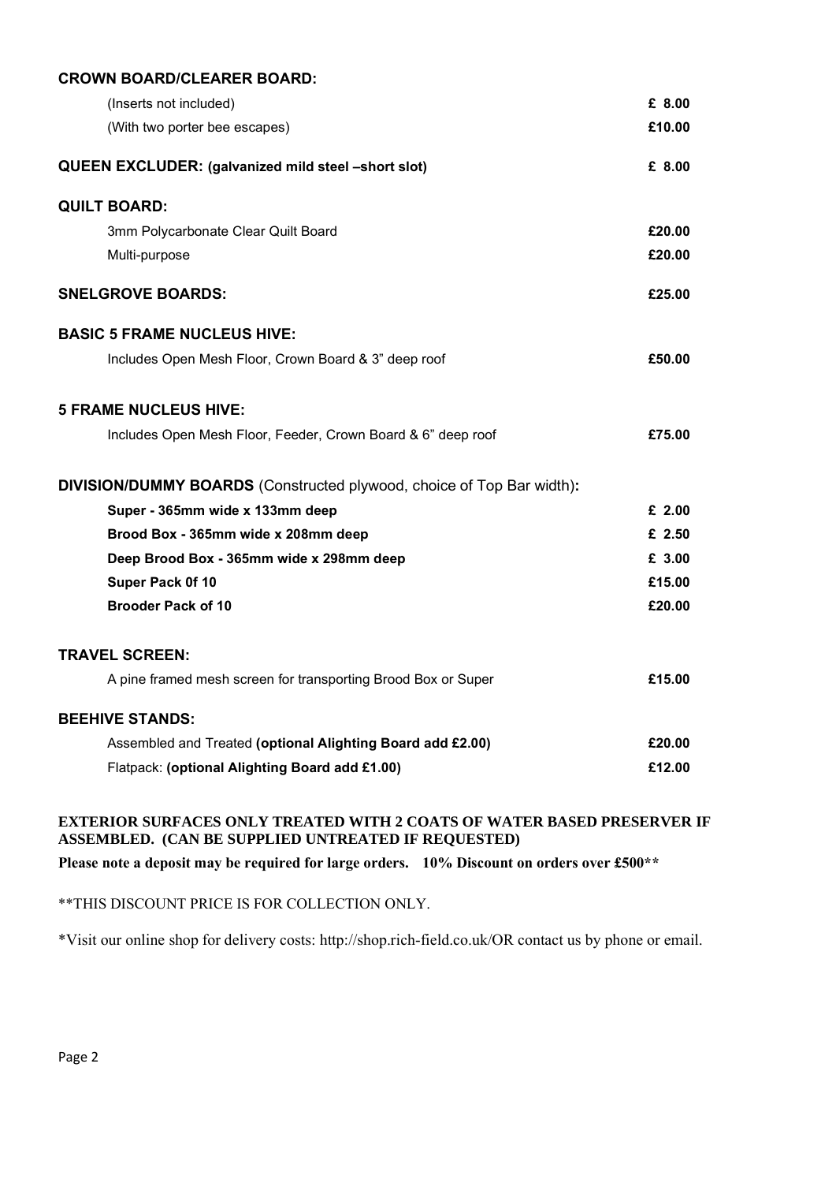**CROWN BOARD/CLEARER BOARD:**

| | |
|---|---|
| (Inserts not included) | **£ 8.00** |
| (With two porter bee escapes) | **£10.00** |

**QUEEN EXCLUDER: (galvanized mild steel –short slot)** **£ 8.00**

**QUILT BOARD:**

| | |
|---|---|
| 3mm Polycarbonate Clear Quilt Board | **£20.00** |
| Multi-purpose | **£20.00** |

**SNELGROVE BOARDS:** **£25.00**

**BASIC 5 FRAME NUCLEUS HIVE:**

| | |
|---|---|
| Includes Open Mesh Floor, Crown Board & 3" deep roof | **£50.00** |

**5 FRAME NUCLEUS HIVE:**

| | |
|---|---|
| Includes Open Mesh Floor, Feeder, Crown Board & 6" deep roof | **£75.00** |

**DIVISION/DUMMY BOARDS** (Constructed plywood, choice of Top Bar width)**:**

| | |
|---|---|
| **Super - 365mm wide x 133mm deep** | **£ 2.00** |
| **Brood Box - 365mm wide x 208mm deep** | **£ 2.50** |
| **Deep Brood Box - 365mm wide x 298mm deep** | **£ 3.00** |
| **Super Pack 0f 10** | **£15.00** |
| **Brooder Pack of 10** | **£20.00** |

**TRAVEL SCREEN:**

| | |
|---|---|
| A pine framed mesh screen for transporting Brood Box or Super | **£15.00** |

**BEEHIVE STANDS:**

| | |
|---|---|
| Assembled and Treated **(optional Alighting Board add £2.00)** | **£20.00** |
| Flatpack: **(optional Alighting Board add £1.00)** | **£12.00** |

**EXTERIOR SURFACES ONLY TREATED WITH 2 COATS OF WATER BASED PRESERVER IF ASSEMBLED. (CAN BE SUPPLIED UNTREATED IF REQUESTED)**

**Please note a deposit may be required for large orders. 10% Discount on orders over £500****

**THIS DISCOUNT PRICE IS FOR COLLECTION ONLY.

*Visit our online shop for delivery costs: http://shop.rich-field.co.uk/OR contact us by phone or email.